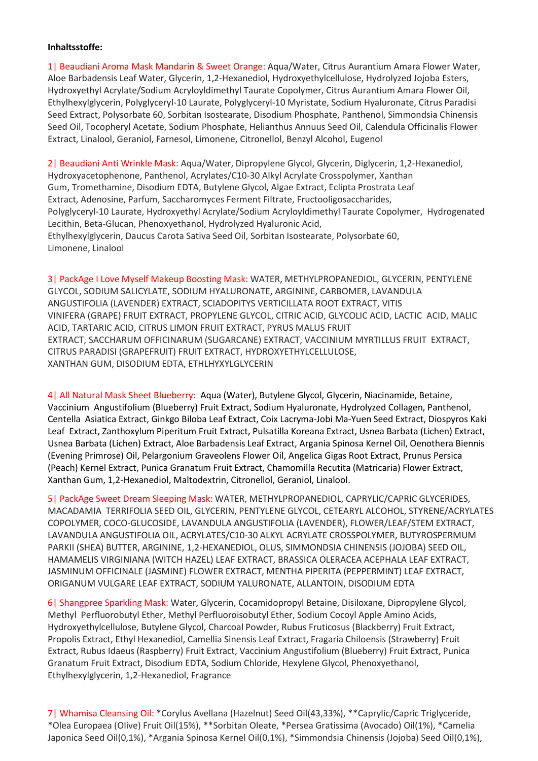**Inhaltsstoffe:**

1| Beaudiani Aroma Mask Mandarin & Sweet Orange: Aqua/Water, Citrus Aurantium Amara Flower Water, Aloe Barbadensis Leaf Water, Glycerin, 1,2-Hexanediol, Hydroxyethylcellulose, Hydrolyzed Jojoba Esters, Hydroxyethyl Acrylate/Sodium Acryloyldimethyl Taurate Copolymer, Citrus Aurantium Amara Flower Oil, Ethylhexylglycerin, Polyglyceryl-10 Laurate, Polyglyceryl-10 Myristate, Sodium Hyaluronate, Citrus Paradisi Seed Extract, Polysorbate 60, Sorbitan Isostearate, Disodium Phosphate, Panthenol, Simmondsia Chinensis Seed Oil, Tocopheryl Acetate, Sodium Phosphate, Helianthus Annuus Seed Oil, Calendula Officinalis Flower Extract, Linalool, Geraniol, Farnesol, Limonene, Citronellol, Benzyl Alcohol, Eugenol

2| Beaudiani Anti Wrinkle Mask: Aqua/Water, Dipropylene Glycol, Glycerin, Diglycerin, 1,2-Hexanediol, Hydroxyacetophenone, Panthenol, Acrylates/C10-30 Alkyl Acrylate Crosspolymer, Xanthan Gum, Tromethamine, Disodium EDTA, Butylene Glycol, Algae Extract, Eclipta Prostrata Leaf Extract, Adenosine, Parfum, Saccharomyces Ferment Filtrate, Fructooligosaccharides, Polyglyceryl-10 Laurate, Hydroxyethyl Acrylate/Sodium Acryloyldimethyl Taurate Copolymer, Hydrogenated Lecithin, Beta-Glucan, Phenoxyethanol, Hydrolyzed Hyaluronic Acid, Ethylhexylglycerin, Daucus Carota Sativa Seed Oil, Sorbitan Isostearate, Polysorbate 60, Limonene, Linalool

3| PackAge I Love Myself Makeup Boosting Mask: WATER, METHYLPROPANEDIOL, GLYCERIN, PENTYLENE GLYCOL, SODIUM SALICYLATE, SODIUM HYALURONATE, ARGININE, CARBOMER, LAVANDULA ANGUSTIFOLIA (LAVENDER) EXTRACT, SCIADOPITYS VERTICILLATA ROOT EXTRACT, VITIS VINIFERA (GRAPE) FRUIT EXTRACT, PROPYLENE GLYCOL, CITRIC ACID, GLYCOLIC ACID, LACTIC ACID, MALIC ACID, TARTARIC ACID, CITRUS LIMON FRUIT EXTRACT, PYRUS MALUS FRUIT EXTRACT, SACCHARUM OFFICINARUM (SUGARCANE) EXTRACT, VACCINIUM MYRTILLUS FRUIT EXTRACT, CITRUS PARADISI (GRAPEFRUIT) FRUIT EXTRACT, HYDROXYETHYLCELLULOSE, XANTHAN GUM, DISODIUM EDTA, ETHLHYXYLGLYCERIN

4| All Natural Mask Sheet Blueberry: Aqua (Water), Butylene Glycol, Glycerin, Niacinamide, Betaine, Vaccinium Angustifolium (Blueberry) Fruit Extract, Sodium Hyaluronate, Hydrolyzed Collagen, Panthenol, Centella Asiatica Extract, Ginkgo Biloba Leaf Extract, Coix Lacryma-Jobi Ma-Yuen Seed Extract, Diospyros Kaki Leaf Extract, Zanthoxylum Piperitum Fruit Extract, Pulsatilla Koreana Extract, Usnea Barbata (Lichen) Extract, Usnea Barbata (Lichen) Extract, Aloe Barbadensis Leaf Extract, Argania Spinosa Kernel Oil, Oenothera Biennis (Evening Primrose) Oil, Pelargonium Graveolens Flower Oil, Angelica Gigas Root Extract, Prunus Persica (Peach) Kernel Extract, Punica Granatum Fruit Extract, Chamomilla Recutita (Matricaria) Flower Extract, Xanthan Gum, 1,2-Hexanediol, Maltodextrin, Citronellol, Geraniol, Linalool.

5| PackAge Sweet Dream Sleeping Mask: WATER, METHYLPROPANEDIOL, CAPRYLIC/CAPRIC GLYCERIDES, MACADAMIA TERRIFOLIA SEED OIL, GLYCERIN, PENTYLENE GLYCOL, CETEARYL ALCOHOL, STYRENE/ACRYLATES COPOLYMER, COCO-GLUCOSIDE, LAVANDULA ANGUSTIFOLIA (LAVENDER), FLOWER/LEAF/STEM EXTRACT, LAVANDULA ANGUSTIFOLIA OIL, ACRYLATES/C10-30 ALKYL ACRYLATE CROSSPOLYMER, BUTYROSPERMUM PARKII (SHEA) BUTTER, ARGININE, 1,2-HEXANEDIOL, OLUS, SIMMONDSIA CHINENSIS (JOJOBA) SEED OIL, HAMAMELIS VIRGINIANA (WITCH HAZEL) LEAF EXTRACT, BRASSICA OLERACEA ACEPHALA LEAF EXTRACT, JASMINUM OFFICINALE (JASMINE) FLOWER EXTRACT, MENTHA PIPERITA (PEPPERMINT) LEAF EXTRACT, ORIGANUM VULGARE LEAF EXTRACT, SODIUM YALURONATE, ALLANTOIN, DISODIUM EDTA

6| Shangpree Sparkling Mask: Water, Glycerin, Cocamidopropyl Betaine, Disiloxane, Dipropylene Glycol, Methyl Perfluorobutyl Ether, Methyl Perfluoroisobutyl Ether, Sodium Cocoyl Apple Amino Acids, Hydroxyethylcellulose, Butylene Glycol, Charcoal Powder, Rubus Fruticosus (Blackberry) Fruit Extract, Propolis Extract, Ethyl Hexanediol, Camellia Sinensis Leaf Extract, Fragaria Chiloensis (Strawberry) Fruit Extract, Rubus Idaeus (Raspberry) Fruit Extract, Vaccinium Angustifolium (Blueberry) Fruit Extract, Punica Granatum Fruit Extract, Disodium EDTA, Sodium Chloride, Hexylene Glycol, Phenoxyethanol, Ethylhexylglycerin, 1,2-Hexanediol, Fragrance

7| Whamisa Cleansing Oil: *Corylus Avellana (Hazelnut) Seed Oil(43,33%), **Caprylic/Capric Triglyceride, *Olea Europaea (Olive) Fruit Oil(15%), **Sorbitan Oleate, *Persea Gratissima (Avocado) Oil(1%), *Camelia Japonica Seed Oil(0,1%), *Argania Spinosa Kernel Oil(0,1%), *Simmondsia Chinensis (Jojoba) Seed Oil(0,1%),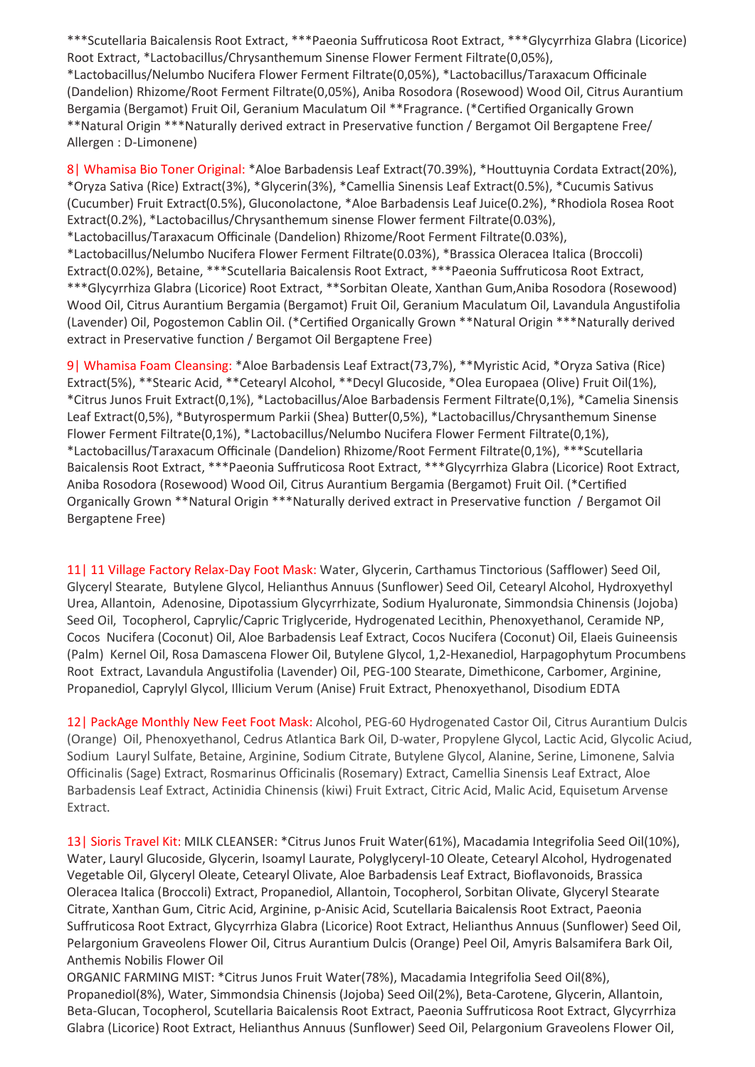***Scutellaria Baicalensis Root Extract, ***Paeonia Suffruticosa Root Extract, ***Glycyrrhiza Glabra (Licorice) Root Extract, *Lactobacillus/Chrysanthemum Sinense Flower Ferment Filtrate(0,05%), *Lactobacillus/Nelumbo Nucifera Flower Ferment Filtrate(0,05%), *Lactobacillus/Taraxacum Officinale (Dandelion) Rhizome/Root Ferment Filtrate(0,05%), Aniba Rosodora (Rosewood) Wood Oil, Citrus Aurantium Bergamia (Bergamot) Fruit Oil, Geranium Maculatum Oil **Fragrance. (*Certified Organically Grown **Natural Origin ***Naturally derived extract in Preservative function / Bergamot Oil Bergaptene Free/ Allergen : D-Limonene)

8| Whamisa Bio Toner Original: *Aloe Barbadensis Leaf Extract(70.39%), *Houttuynia Cordata Extract(20%), *Oryza Sativa (Rice) Extract(3%), *Glycerin(3%), *Camellia Sinensis Leaf Extract(0.5%), *Cucumis Sativus (Cucumber) Fruit Extract(0.5%), Gluconolactone, *Aloe Barbadensis Leaf Juice(0.2%), *Rhodiola Rosea Root Extract(0.2%), *Lactobacillus/Chrysanthemum sinense Flower ferment Filtrate(0.03%), *Lactobacillus/Taraxacum Officinale (Dandelion) Rhizome/Root Ferment Filtrate(0.03%), *Lactobacillus/Nelumbo Nucifera Flower Ferment Filtrate(0.03%), *Brassica Oleracea Italica (Broccoli) Extract(0.02%), Betaine, ***Scutellaria Baicalensis Root Extract, ***Paeonia Suffruticosa Root Extract, ***Glycyrrhiza Glabra (Licorice) Root Extract, **Sorbitan Oleate, Xanthan Gum,Aniba Rosodora (Rosewood) Wood Oil, Citrus Aurantium Bergamia (Bergamot) Fruit Oil, Geranium Maculatum Oil, Lavandula Angustifolia (Lavender) Oil, Pogostemon Cablin Oil. (*Certified Organically Grown **Natural Origin ***Naturally derived extract in Preservative function / Bergamot Oil Bergaptene Free)

9| Whamisa Foam Cleansing: *Aloe Barbadensis Leaf Extract(73,7%), **Myristic Acid, *Oryza Sativa (Rice) Extract(5%), **Stearic Acid, **Cetearyl Alcohol, **Decyl Glucoside, *Olea Europaea (Olive) Fruit Oil(1%), *Citrus Junos Fruit Extract(0,1%), *Lactobacillus/Aloe Barbadensis Ferment Filtrate(0,1%), *Camelia Sinensis Leaf Extract(0,5%), *Butyrospermum Parkii (Shea) Butter(0,5%), *Lactobacillus/Chrysanthemum Sinense Flower Ferment Filtrate(0,1%), *Lactobacillus/Nelumbo Nucifera Flower Ferment Filtrate(0,1%), *Lactobacillus/Taraxacum Officinale (Dandelion) Rhizome/Root Ferment Filtrate(0,1%), ***Scutellaria Baicalensis Root Extract, ***Paeonia Suffruticosa Root Extract, ***Glycyrrhiza Glabra (Licorice) Root Extract, Aniba Rosodora (Rosewood) Wood Oil, Citrus Aurantium Bergamia (Bergamot) Fruit Oil. (*Certified Organically Grown **Natural Origin ***Naturally derived extract in Preservative function / Bergamot Oil Bergaptene Free)

11| 11 Village Factory Relax-Day Foot Mask: Water, Glycerin, Carthamus Tinctorious (Safflower) Seed Oil, Glyceryl Stearate, Butylene Glycol, Helianthus Annuus (Sunflower) Seed Oil, Cetearyl Alcohol, Hydroxyethyl Urea, Allantoin, Adenosine, Dipotassium Glycyrrhizate, Sodium Hyaluronate, Simmondsia Chinensis (Jojoba) Seed Oil, Tocopherol, Caprylic/Capric Triglyceride, Hydrogenated Lecithin, Phenoxyethanol, Ceramide NP, Cocos Nucifera (Coconut) Oil, Aloe Barbadensis Leaf Extract, Cocos Nucifera (Coconut) Oil, Elaeis Guineensis (Palm) Kernel Oil, Rosa Damascena Flower Oil, Butylene Glycol, 1,2-Hexanediol, Harpagophytum Procumbens Root Extract, Lavandula Angustifolia (Lavender) Oil, PEG-100 Stearate, Dimethicone, Carbomer, Arginine, Propanediol, Caprylyl Glycol, Illicium Verum (Anise) Fruit Extract, Phenoxyethanol, Disodium EDTA

12| PackAge Monthly New Feet Foot Mask: Alcohol, PEG-60 Hydrogenated Castor Oil, Citrus Aurantium Dulcis (Orange) Oil, Phenoxyethanol, Cedrus Atlantica Bark Oil, D-water, Propylene Glycol, Lactic Acid, Glycolic Aciud, Sodium Lauryl Sulfate, Betaine, Arginine, Sodium Citrate, Butylene Glycol, Alanine, Serine, Limonene, Salvia Officinalis (Sage) Extract, Rosmarinus Officinalis (Rosemary) Extract, Camellia Sinensis Leaf Extract, Aloe Barbadensis Leaf Extract, Actinidia Chinensis (kiwi) Fruit Extract, Citric Acid, Malic Acid, Equisetum Arvense Extract.

13| Sioris Travel Kit: MILK CLEANSER: *Citrus Junos Fruit Water(61%), Macadamia Integrifolia Seed Oil(10%), Water, Lauryl Glucoside, Glycerin, Isoamyl Laurate, Polyglyceryl-10 Oleate, Cetearyl Alcohol, Hydrogenated Vegetable Oil, Glyceryl Oleate, Cetearyl Olivate, Aloe Barbadensis Leaf Extract, Bioflavonoids, Brassica Oleracea Italica (Broccoli) Extract, Propanediol, Allantoin, Tocopherol, Sorbitan Olivate, Glyceryl Stearate Citrate, Xanthan Gum, Citric Acid, Arginine, p-Anisic Acid, Scutellaria Baicalensis Root Extract, Paeonia Suffruticosa Root Extract, Glycyrrhiza Glabra (Licorice) Root Extract, Helianthus Annuus (Sunflower) Seed Oil, Pelargonium Graveolens Flower Oil, Citrus Aurantium Dulcis (Orange) Peel Oil, Amyris Balsamifera Bark Oil, Anthemis Nobilis Flower Oil

ORGANIC FARMING MIST: *Citrus Junos Fruit Water(78%), Macadamia Integrifolia Seed Oil(8%), Propanediol(8%), Water, Simmondsia Chinensis (Jojoba) Seed Oil(2%), Beta-Carotene, Glycerin, Allantoin, Beta-Glucan, Tocopherol, Scutellaria Baicalensis Root Extract, Paeonia Suffruticosa Root Extract, Glycyrrhiza Glabra (Licorice) Root Extract, Helianthus Annuus (Sunflower) Seed Oil, Pelargonium Graveolens Flower Oil,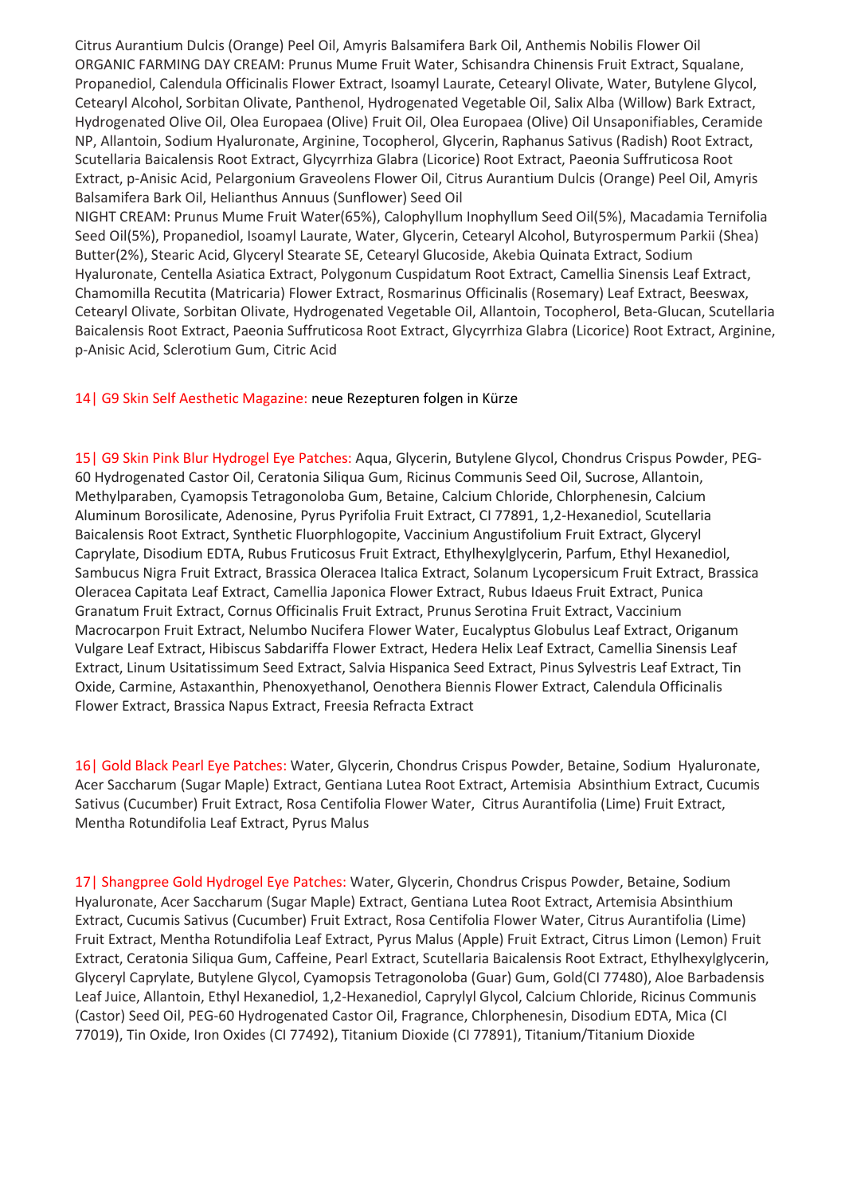Citrus Aurantium Dulcis (Orange) Peel Oil, Amyris Balsamifera Bark Oil, Anthemis Nobilis Flower Oil
ORGANIC FARMING DAY CREAM: Prunus Mume Fruit Water, Schisandra Chinensis Fruit Extract, Squalane, Propanediol, Calendula Officinalis Flower Extract, Isoamyl Laurate, Cetearyl Olivate, Water, Butylene Glycol, Cetearyl Alcohol, Sorbitan Olivate, Panthenol, Hydrogenated Vegetable Oil, Salix Alba (Willow) Bark Extract, Hydrogenated Olive Oil, Olea Europaea (Olive) Fruit Oil, Olea Europaea (Olive) Oil Unsaponifiables, Ceramide NP, Allantoin, Sodium Hyaluronate, Arginine, Tocopherol, Glycerin, Raphanus Sativus (Radish) Root Extract, Scutellaria Baicalensis Root Extract, Glycyrrhiza Glabra (Licorice) Root Extract, Paeonia Suffruticosa Root Extract, p-Anisic Acid, Pelargonium Graveolens Flower Oil, Citrus Aurantium Dulcis (Orange) Peel Oil, Amyris Balsamifera Bark Oil, Helianthus Annuus (Sunflower) Seed Oil
NIGHT CREAM: Prunus Mume Fruit Water(65%), Calophyllum Inophyllum Seed Oil(5%), Macadamia Ternifolia Seed Oil(5%), Propanediol, Isoamyl Laurate, Water, Glycerin, Cetearyl Alcohol, Butyrospermum Parkii (Shea) Butter(2%), Stearic Acid, Glyceryl Stearate SE, Cetearyl Glucoside, Akebia Quinata Extract, Sodium Hyaluronate, Centella Asiatica Extract, Polygonum Cuspidatum Root Extract, Camellia Sinensis Leaf Extract, Chamomilla Recutita (Matricaria) Flower Extract, Rosmarinus Officinalis (Rosemary) Leaf Extract, Beeswax, Cetearyl Olivate, Sorbitan Olivate, Hydrogenated Vegetable Oil, Allantoin, Tocopherol, Beta-Glucan, Scutellaria Baicalensis Root Extract, Paeonia Suffruticosa Root Extract, Glycyrrhiza Glabra (Licorice) Root Extract, Arginine, p-Anisic Acid, Sclerotium Gum, Citric Acid

14| G9 Skin Self Aesthetic Magazine: neue Rezepturen folgen in Kürze

15| G9 Skin Pink Blur Hydrogel Eye Patches: Aqua, Glycerin, Butylene Glycol, Chondrus Crispus Powder, PEG-60 Hydrogenated Castor Oil, Ceratonia Siliqua Gum, Ricinus Communis Seed Oil, Sucrose, Allantoin, Methylparaben, Cyamopsis Tetragonoloba Gum, Betaine, Calcium Chloride, Chlorphenesin, Calcium Aluminum Borosilicate, Adenosine, Pyrus Pyrifolia Fruit Extract, CI 77891, 1,2-Hexanediol, Scutellaria Baicalensis Root Extract, Synthetic Fluorphlogopite, Vaccinium Angustifolium Fruit Extract, Glyceryl Caprylate, Disodium EDTA, Rubus Fruticosus Fruit Extract, Ethylhexylglycerin, Parfum, Ethyl Hexanediol, Sambucus Nigra Fruit Extract, Brassica Oleracea Italica Extract, Solanum Lycopersicum Fruit Extract, Brassica Oleracea Capitata Leaf Extract, Camellia Japonica Flower Extract, Rubus Idaeus Fruit Extract, Punica Granatum Fruit Extract, Cornus Officinalis Fruit Extract, Prunus Serotina Fruit Extract, Vaccinium Macrocarpon Fruit Extract, Nelumbo Nucifera Flower Water, Eucalyptus Globulus Leaf Extract, Origanum Vulgare Leaf Extract, Hibiscus Sabdariffa Flower Extract, Hedera Helix Leaf Extract, Camellia Sinensis Leaf Extract, Linum Usitatissimum Seed Extract, Salvia Hispanica Seed Extract, Pinus Sylvestris Leaf Extract, Tin Oxide, Carmine, Astaxanthin, Phenoxyethanol, Oenothera Biennis Flower Extract, Calendula Officinalis Flower Extract, Brassica Napus Extract, Freesia Refracta Extract

16| Gold Black Pearl Eye Patches: Water, Glycerin, Chondrus Crispus Powder, Betaine, Sodium Hyaluronate, Acer Saccharum (Sugar Maple) Extract, Gentiana Lutea Root Extract, Artemisia Absinthium Extract, Cucumis Sativus (Cucumber) Fruit Extract, Rosa Centifolia Flower Water, Citrus Aurantifolia (Lime) Fruit Extract, Mentha Rotundifolia Leaf Extract, Pyrus Malus

17| Shangpree Gold Hydrogel Eye Patches: Water, Glycerin, Chondrus Crispus Powder, Betaine, Sodium Hyaluronate, Acer Saccharum (Sugar Maple) Extract, Gentiana Lutea Root Extract, Artemisia Absinthium Extract, Cucumis Sativus (Cucumber) Fruit Extract, Rosa Centifolia Flower Water, Citrus Aurantifolia (Lime) Fruit Extract, Mentha Rotundifolia Leaf Extract, Pyrus Malus (Apple) Fruit Extract, Citrus Limon (Lemon) Fruit Extract, Ceratonia Siliqua Gum, Caffeine, Pearl Extract, Scutellaria Baicalensis Root Extract, Ethylhexylglycerin, Glyceryl Caprylate, Butylene Glycol, Cyamopsis Tetragonoloba (Guar) Gum, Gold(CI 77480), Aloe Barbadensis Leaf Juice, Allantoin, Ethyl Hexanediol, 1,2-Hexanediol, Caprylyl Glycol, Calcium Chloride, Ricinus Communis (Castor) Seed Oil, PEG-60 Hydrogenated Castor Oil, Fragrance, Chlorphenesin, Disodium EDTA, Mica (CI 77019), Tin Oxide, Iron Oxides (CI 77492), Titanium Dioxide (CI 77891), Titanium/Titanium Dioxide